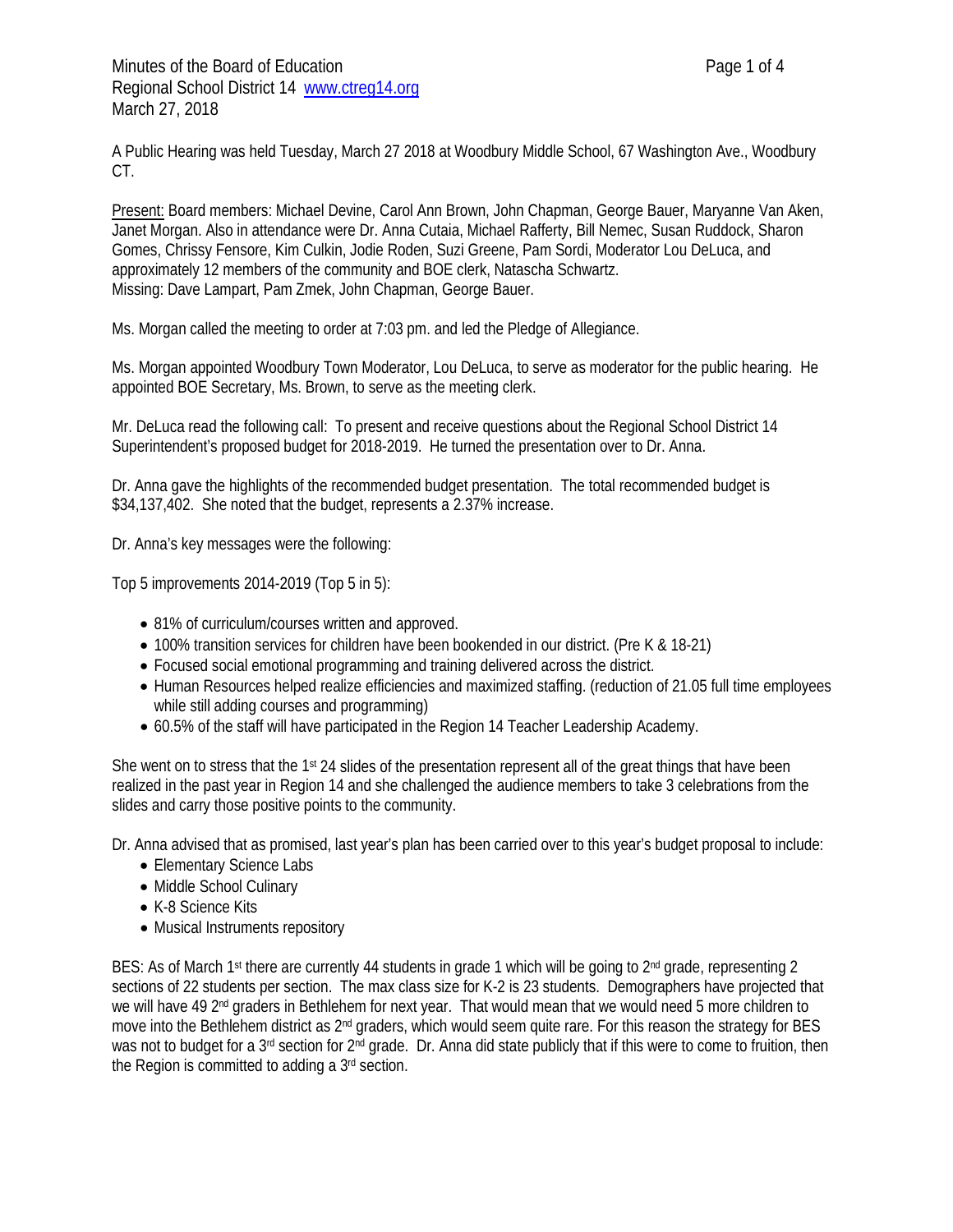Minutes of the Board of Education
Regional School District 14 www.ctreg14.org
March 27, 2018

A Public Hearing was held Tuesday, March 27 2018 at Woodbury Middle School, 67 Washington Ave., Woodbury CT.

Present: Board members: Michael Devine, Carol Ann Brown, John Chapman, George Bauer, Maryanne Van Aken, Janet Morgan. Also in attendance were Dr. Anna Cutaia, Michael Rafferty, Bill Nemec, Susan Ruddock, Sharon Gomes, Chrissy Fensore, Kim Culkin, Jodie Roden, Suzi Greene, Pam Sordi, Moderator Lou DeLuca, and approximately 12 members of the community and BOE clerk, Natascha Schwartz.
Missing: Dave Lampart, Pam Zmek, John Chapman, George Bauer.

Ms. Morgan called the meeting to order at 7:03 pm. and led the Pledge of Allegiance.

Ms. Morgan appointed Woodbury Town Moderator, Lou DeLuca, to serve as moderator for the public hearing. He appointed BOE Secretary, Ms. Brown, to serve as the meeting clerk.

Mr. DeLuca read the following call: To present and receive questions about the Regional School District 14 Superintendent's proposed budget for 2018-2019. He turned the presentation over to Dr. Anna.

Dr. Anna gave the highlights of the recommended budget presentation. The total recommended budget is $34,137,402. She noted that the budget, represents a 2.37% increase.

Dr. Anna's key messages were the following:

Top 5 improvements 2014-2019 (Top 5 in 5):

- 81% of curriculum/courses written and approved.
- 100% transition services for children have been bookended in our district. (Pre K & 18-21)
- Focused social emotional programming and training delivered across the district.
- Human Resources helped realize efficiencies and maximized staffing. (reduction of 21.05 full time employees while still adding courses and programming)
- 60.5% of the staff will have participated in the Region 14 Teacher Leadership Academy.

She went on to stress that the 1st 24 slides of the presentation represent all of the great things that have been realized in the past year in Region 14 and she challenged the audience members to take 3 celebrations from the slides and carry those positive points to the community.

Dr. Anna advised that as promised, last year's plan has been carried over to this year's budget proposal to include:

- Elementary Science Labs
- Middle School Culinary
- K-8 Science Kits
- Musical Instruments repository

BES: As of March 1st there are currently 44 students in grade 1 which will be going to 2nd grade, representing 2 sections of 22 students per section. The max class size for K-2 is 23 students. Demographers have projected that we will have 49 2nd graders in Bethlehem for next year. That would mean that we would need 5 more children to move into the Bethlehem district as 2nd graders, which would seem quite rare. For this reason the strategy for BES was not to budget for a 3rd section for 2nd grade. Dr. Anna did state publicly that if this were to come to fruition, then the Region is committed to adding a 3rd section.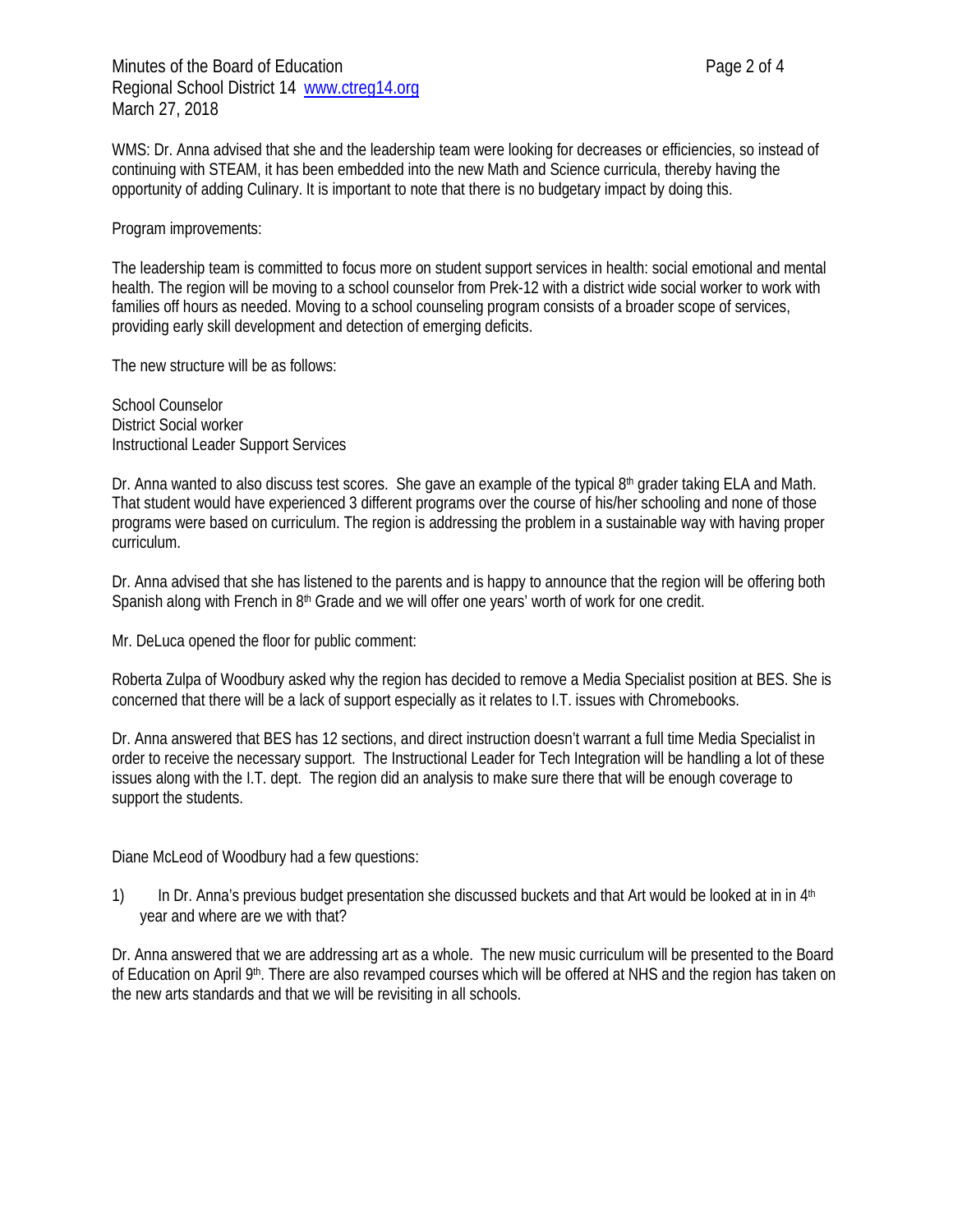WMS: Dr. Anna advised that she and the leadership team were looking for decreases or efficiencies, so instead of continuing with STEAM, it has been embedded into the new Math and Science curricula, thereby having the opportunity of adding Culinary. It is important to note that there is no budgetary impact by doing this.

Program improvements:

The leadership team is committed to focus more on student support services in health: social emotional and mental health. The region will be moving to a school counselor from Prek-12 with a district wide social worker to work with families off hours as needed. Moving to a school counseling program consists of a broader scope of services, providing early skill development and detection of emerging deficits.

The new structure will be as follows:

School Counselor
District Social worker
Instructional Leader Support Services

Dr. Anna wanted to also discuss test scores. She gave an example of the typical 8th grader taking ELA and Math. That student would have experienced 3 different programs over the course of his/her schooling and none of those programs were based on curriculum. The region is addressing the problem in a sustainable way with having proper curriculum.

Dr. Anna advised that she has listened to the parents and is happy to announce that the region will be offering both Spanish along with French in 8th Grade and we will offer one years' worth of work for one credit.

Mr. DeLuca opened the floor for public comment:

Roberta Zulpa of Woodbury asked why the region has decided to remove a Media Specialist position at BES. She is concerned that there will be a lack of support especially as it relates to I.T. issues with Chromebooks.

Dr. Anna answered that BES has 12 sections, and direct instruction doesn't warrant a full time Media Specialist in order to receive the necessary support. The Instructional Leader for Tech Integration will be handling a lot of these issues along with the I.T. dept. The region did an analysis to make sure there that will be enough coverage to support the students.

Diane McLeod of Woodbury had a few questions:

1) In Dr. Anna's previous budget presentation she discussed buckets and that Art would be looked at in in 4th year and where are we with that?

Dr. Anna answered that we are addressing art as a whole. The new music curriculum will be presented to the Board of Education on April 9th. There are also revamped courses which will be offered at NHS and the region has taken on the new arts standards and that we will be revisiting in all schools.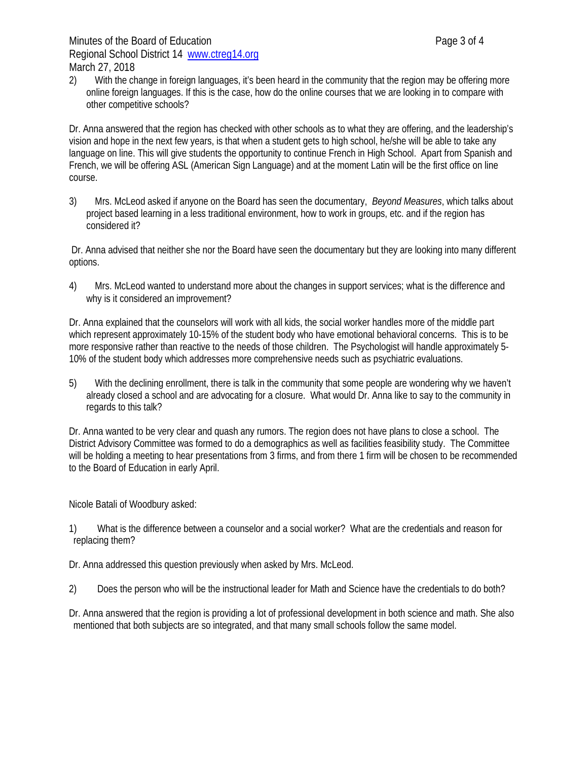2) With the change in foreign languages, it's been heard in the community that the region may be offering more online foreign languages. If this is the case, how do the online courses that we are looking in to compare with other competitive schools?

Dr. Anna answered that the region has checked with other schools as to what they are offering, and the leadership's vision and hope in the next few years, is that when a student gets to high school, he/she will be able to take any language on line. This will give students the opportunity to continue French in High School. Apart from Spanish and French, we will be offering ASL (American Sign Language) and at the moment Latin will be the first office on line course.

3) Mrs. McLeod asked if anyone on the Board has seen the documentary, *Beyond Measures*, which talks about project based learning in a less traditional environment, how to work in groups, etc. and if the region has considered it?

Dr. Anna advised that neither she nor the Board have seen the documentary but they are looking into many different options.

4) Mrs. McLeod wanted to understand more about the changes in support services; what is the difference and why is it considered an improvement?

Dr. Anna explained that the counselors will work with all kids, the social worker handles more of the middle part which represent approximately 10-15% of the student body who have emotional behavioral concerns. This is to be more responsive rather than reactive to the needs of those children. The Psychologist will handle approximately 5-10% of the student body which addresses more comprehensive needs such as psychiatric evaluations.

5) With the declining enrollment, there is talk in the community that some people are wondering why we haven't already closed a school and are advocating for a closure. What would Dr. Anna like to say to the community in regards to this talk?

Dr. Anna wanted to be very clear and quash any rumors. The region does not have plans to close a school. The District Advisory Committee was formed to do a demographics as well as facilities feasibility study. The Committee will be holding a meeting to hear presentations from 3 firms, and from there 1 firm will be chosen to be recommended to the Board of Education in early April.

Nicole Batali of Woodbury asked:

1) What is the difference between a counselor and a social worker? What are the credentials and reason for replacing them?

Dr. Anna addressed this question previously when asked by Mrs. McLeod.

2) Does the person who will be the instructional leader for Math and Science have the credentials to do both?

Dr. Anna answered that the region is providing a lot of professional development in both science and math. She also mentioned that both subjects are so integrated, and that many small schools follow the same model.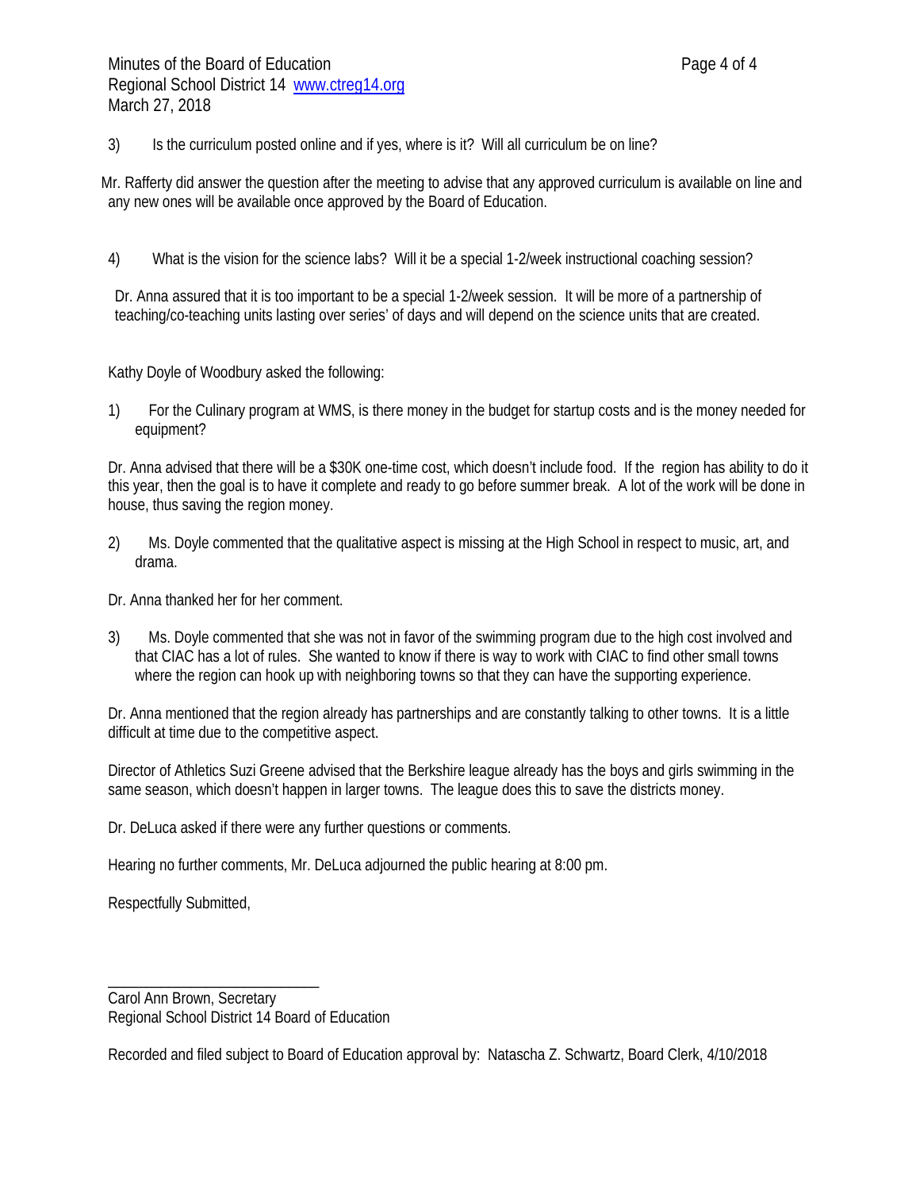3) Is the curriculum posted online and if yes, where is it? Will all curriculum be on line?

Mr. Rafferty did answer the question after the meeting to advise that any approved curriculum is available on line and any new ones will be available once approved by the Board of Education.

4) What is the vision for the science labs? Will it be a special 1-2/week instructional coaching session?

Dr. Anna assured that it is too important to be a special 1-2/week session. It will be more of a partnership of teaching/co-teaching units lasting over series' of days and will depend on the science units that are created.

Kathy Doyle of Woodbury asked the following:

1) For the Culinary program at WMS, is there money in the budget for startup costs and is the money needed for equipment?

Dr. Anna advised that there will be a $30K one-time cost, which doesn't include food. If the region has ability to do it this year, then the goal is to have it complete and ready to go before summer break. A lot of the work will be done in house, thus saving the region money.

2) Ms. Doyle commented that the qualitative aspect is missing at the High School in respect to music, art, and drama.

Dr. Anna thanked her for her comment.

3) Ms. Doyle commented that she was not in favor of the swimming program due to the high cost involved and that CIAC has a lot of rules. She wanted to know if there is way to work with CIAC to find other small towns where the region can hook up with neighboring towns so that they can have the supporting experience.

Dr. Anna mentioned that the region already has partnerships and are constantly talking to other towns. It is a little difficult at time due to the competitive aspect.

Director of Athletics Suzi Greene advised that the Berkshire league already has the boys and girls swimming in the same season, which doesn't happen in larger towns. The league does this to save the districts money.

Dr. DeLuca asked if there were any further questions or comments.

Hearing no further comments, Mr. DeLuca adjourned the public hearing at 8:00 pm.

Respectfully Submitted,

\_\_\_\_\_\_\_\_\_\_\_\_\_\_\_\_\_\_\_\_\_\_\_\_\_\_\_\_

Carol Ann Brown, Secretary
Regional School District 14 Board of Education

Recorded and filed subject to Board of Education approval by: Natascha Z. Schwartz, Board Clerk, 4/10/2018